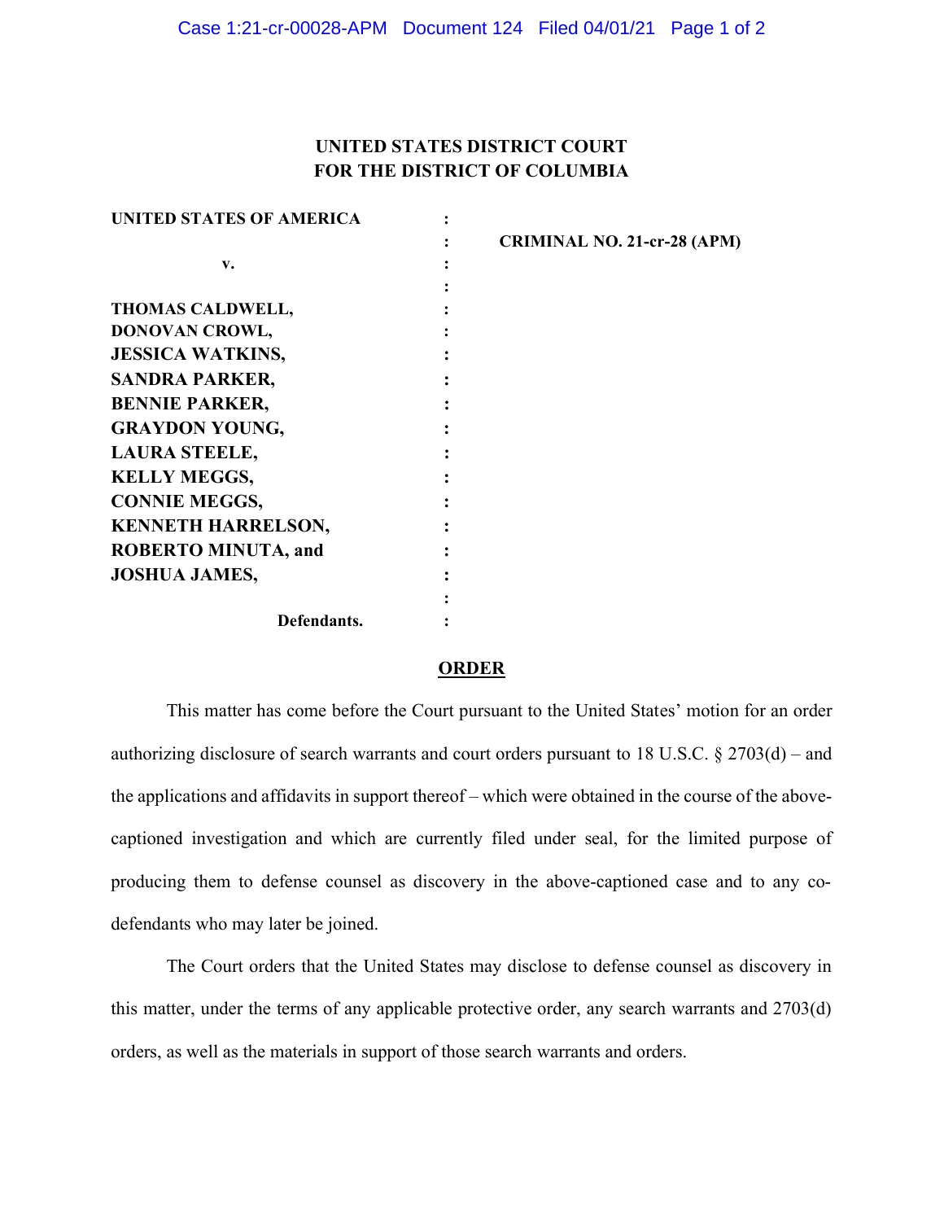**UNITED STATES DISTRICT COURT**
**FOR THE DISTRICT OF COLUMBIA**

| | | |
|---|---|---|
| **UNITED STATES OF AMERICA** | : | |
| | : | **CRIMINAL NO. 21-cr-28 (APM)** |
| **v.** | : | |
| | : | |
| **THOMAS CALDWELL,** | : | |
| **DONOVAN CROWL,** | : | |
| **JESSICA WATKINS,** | : | |
| **SANDRA PARKER,** | : | |
| **BENNIE PARKER,** | : | |
| **GRAYDON YOUNG,** | : | |
| **LAURA STEELE,** | : | |
| **KELLY MEGGS,** | : | |
| **CONNIE MEGGS,** | : | |
| **KENNETH HARRELSON,** | : | |
| **ROBERTO MINUTA, and** | : | |
| **JOSHUA JAMES,** | : | |
| | : | |
| **Defendants.** | : | |

**ORDER**

This matter has come before the Court pursuant to the United States' motion for an order authorizing disclosure of search warrants and court orders pursuant to 18 U.S.C. § 2703(d) – and the applications and affidavits in support thereof – which were obtained in the course of the above-captioned investigation and which are currently filed under seal, for the limited purpose of producing them to defense counsel as discovery in the above-captioned case and to any co-defendants who may later be joined.

The Court orders that the United States may disclose to defense counsel as discovery in this matter, under the terms of any applicable protective order, any search warrants and 2703(d) orders, as well as the materials in support of those search warrants and orders.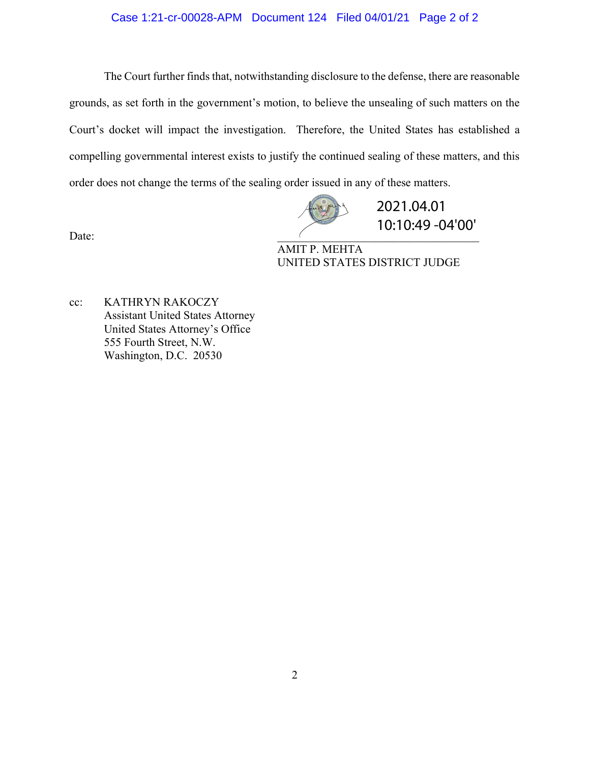The Court further finds that, notwithstanding disclosure to the defense, there are reasonable grounds, as set forth in the government's motion, to believe the unsealing of such matters on the Court's docket will impact the investigation. Therefore, the United States has established a compelling governmental interest exists to justify the continued sealing of these matters, and this order does not change the terms of the sealing order issued in any of these matters.

Date:

2021.04.01
10:10:49 -04'00'

AMIT P. MEHTA
UNITED STATES DISTRICT JUDGE

cc: KATHRYN RAKOCZY
Assistant United States Attorney
United States Attorney's Office
555 Fourth Street, N.W.
Washington, D.C. 20530